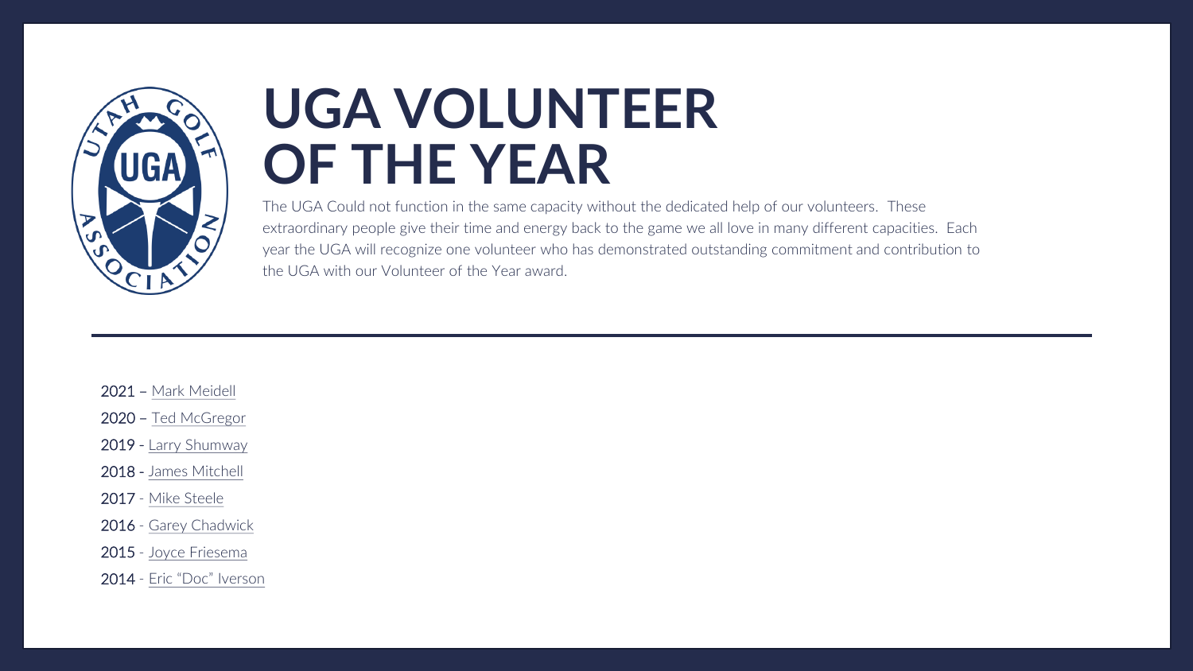# UGA VOLUNTEER OF THE YEAR

The UGA Could not function in the same capacity without the dedicated help of our volunteers. These extraordinary people give their time and energy back to the game we all love in many different capacities. Each year the UGA will recognize one volunteer who has demonstrated outstanding commitment and contribution to the UGA with our Volunteer of the Year award.

---

2021 – Mark Meidell

2020 – Ted McGregor

2019 - Larry Shumway

2018 - James Mitchell

2017 - Mike Steele

2016 - Garey Chadwick

2015 - Joyce Friesema

2014 - Eric "Doc" Iverson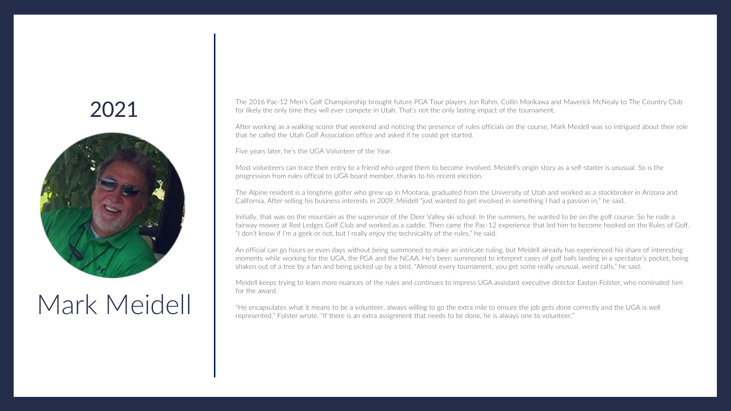## 2021

# Mark Meidell

The 2016 Pac-12 Men's Golf Championship brought future PGA Tour players Jon Rahm, Collin Morikawa and Maverick McNealy to The Country Club for likely the only time they will ever compete in Utah. That's not the only lasting impact of the tournament.

After working as a walking scorer that weekend and noticing the presence of rules officials on the course, Mark Meidell was so intrigued about their role that he called the Utah Golf Association office and asked if he could get started.

Five years later, he's the UGA Volunteer of the Year.

Most volunteers can trace their entry to a friend who urged them to become involved. Meidell's origin story as a self-starter is unusual. So is the progression from rules official to UGA board member, thanks to his recent election.

The Alpine resident is a longtime golfer who grew up in Montana, graduated from the University of Utah and worked as a stockbroker in Arizona and California. After selling his business interests in 2009, Meidell "just wanted to get involved in something I had a passion in," he said.

Initially, that was on the mountain as the supervisor of the Deer Valley ski school. In the summers, he wanted to be on the golf course. So he rode a fairway mower at Red Ledges Golf Club and worked as a caddie. Then came the Pac-12 experience that led him to become hooked on the Rules of Golf. "I don't know if I'm a geek or not, but I really enjoy the technicality of the rules," he said.

An official can go hours or even days without being summoned to make an intricate ruling, but Meidell already has experienced his share of interesting moments while working for the UGA, the PGA and the NCAA. He's been summoned to interpret cases of golf balls landing in a spectator's pocket, being shaken out of a tree by a fan and being picked up by a bird. "Almost every tournament, you get some really unusual, weird calls," he said.

Meidell keeps trying to learn more nuances of the rules and continues to impress UGA assistant executive director Easton Folster, who nominated him for the award.

"He encapsulates what it means to be a volunteer, always willing to go the extra mile to ensure the job gets done correctly and the UGA is well represented," Folster wrote. "If there is an extra assignment that needs to be done, he is always one to volunteer."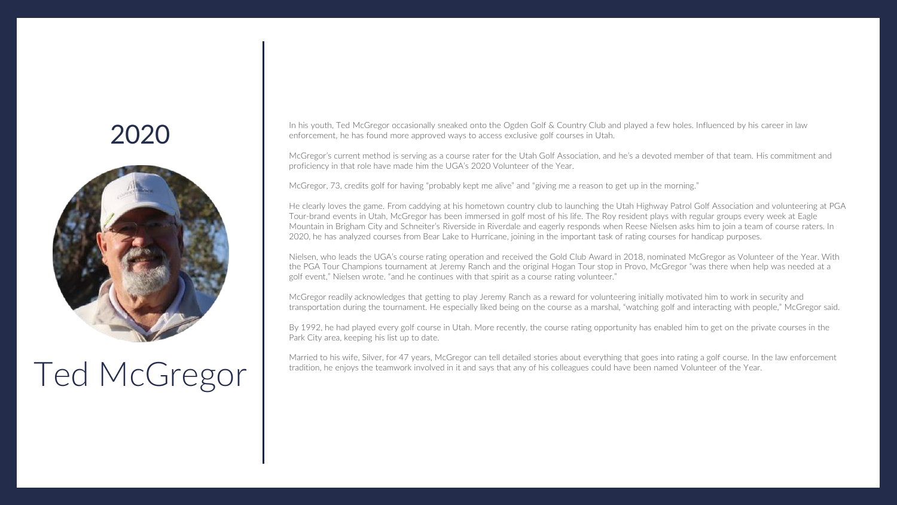# 2020

# Ted McGregor

In his youth, Ted McGregor occasionally sneaked onto the Ogden Golf & Country Club and played a few holes. Influenced by his career in law enforcement, he has found more approved ways to access exclusive golf courses in Utah.

McGregor's current method is serving as a course rater for the Utah Golf Association, and he's a devoted member of that team. His commitment and proficiency in that role have made him the UGA's 2020 Volunteer of the Year.

McGregor, 73, credits golf for having "probably kept me alive" and "giving me a reason to get up in the morning."

He clearly loves the game. From caddying at his hometown country club to launching the Utah Highway Patrol Golf Association and volunteering at PGA Tour-brand events in Utah, McGregor has been immersed in golf most of his life. The Roy resident plays with regular groups every week at Eagle Mountain in Brigham City and Schneiter's Riverside in Riverdale and eagerly responds when Reese Nielsen asks him to join a team of course raters. In 2020, he has analyzed courses from Bear Lake to Hurricane, joining in the important task of rating courses for handicap purposes.

Nielsen, who leads the UGA's course rating operation and received the Gold Club Award in 2018, nominated McGregor as Volunteer of the Year. With the PGA Tour Champions tournament at Jeremy Ranch and the original Hogan Tour stop in Provo, McGregor "was there when help was needed at a golf event," Nielsen wrote. "and he continues with that spirit as a course rating volunteer."

McGregor readily acknowledges that getting to play Jeremy Ranch as a reward for volunteering initially motivated him to work in security and transportation during the tournament. He especially liked being on the course as a marshal, "watching golf and interacting with people," McGregor said.

By 1992, he had played every golf course in Utah. More recently, the course rating opportunity has enabled him to get on the private courses in the Park City area, keeping his list up to date.

Married to his wife, Silver, for 47 years, McGregor can tell detailed stories about everything that goes into rating a golf course. In the law enforcement tradition, he enjoys the teamwork involved in it and says that any of his colleagues could have been named Volunteer of the Year.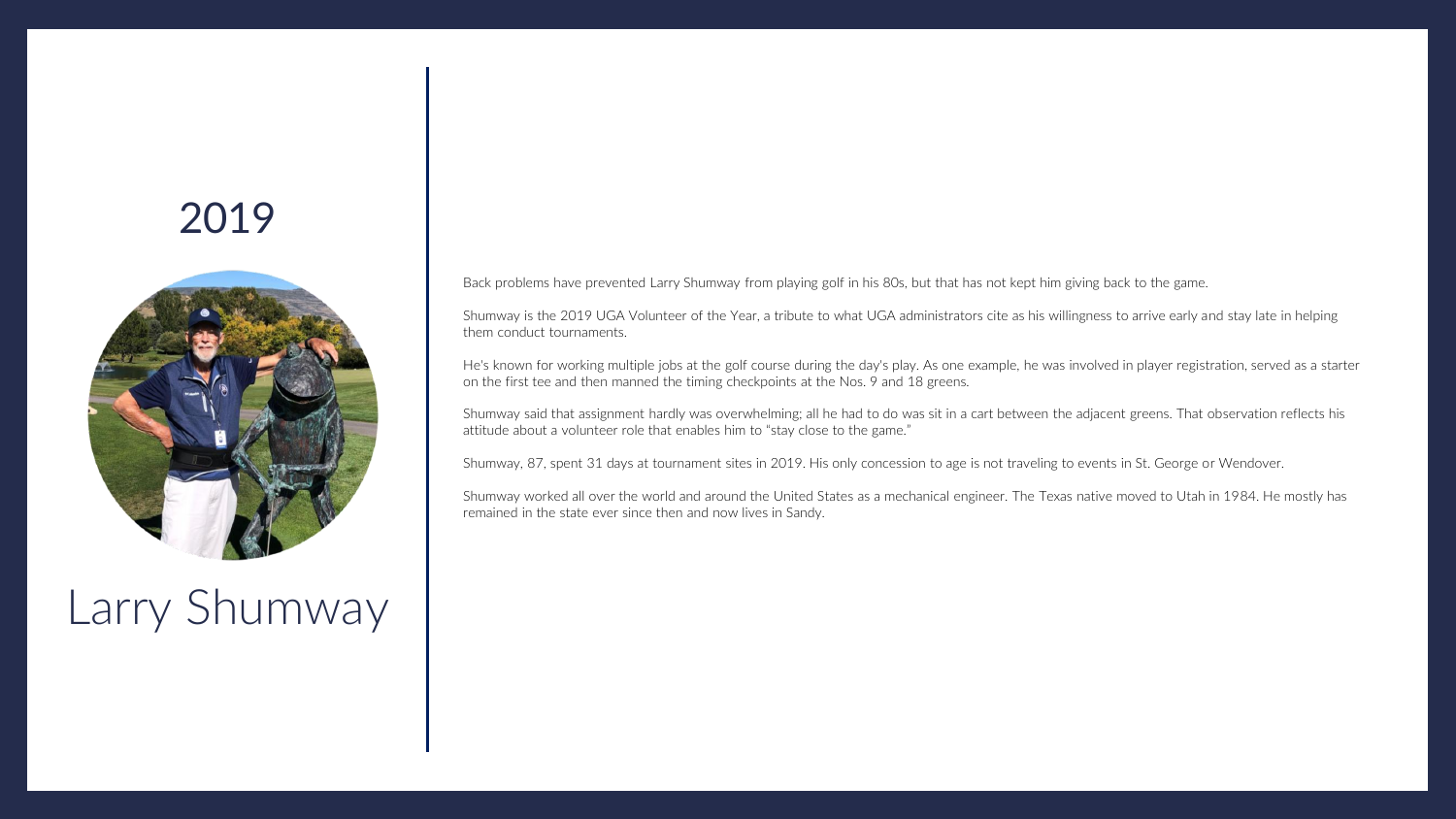## 2019

# Larry Shumway

Back problems have prevented Larry Shumway from playing golf in his 80s, but that has not kept him giving back to the game.

Shumway is the 2019 UGA Volunteer of the Year, a tribute to what UGA administrators cite as his willingness to arrive early and stay late in helping them conduct tournaments.

He's known for working multiple jobs at the golf course during the day's play. As one example, he was involved in player registration, served as a starter on the first tee and then manned the timing checkpoints at the Nos. 9 and 18 greens.

Shumway said that assignment hardly was overwhelming; all he had to do was sit in a cart between the adjacent greens. That observation reflects his attitude about a volunteer role that enables him to "stay close to the game."

Shumway, 87, spent 31 days at tournament sites in 2019. His only concession to age is not traveling to events in St. George or Wendover.

Shumway worked all over the world and around the United States as a mechanical engineer. The Texas native moved to Utah in 1984. He mostly has remained in the state ever since then and now lives in Sandy.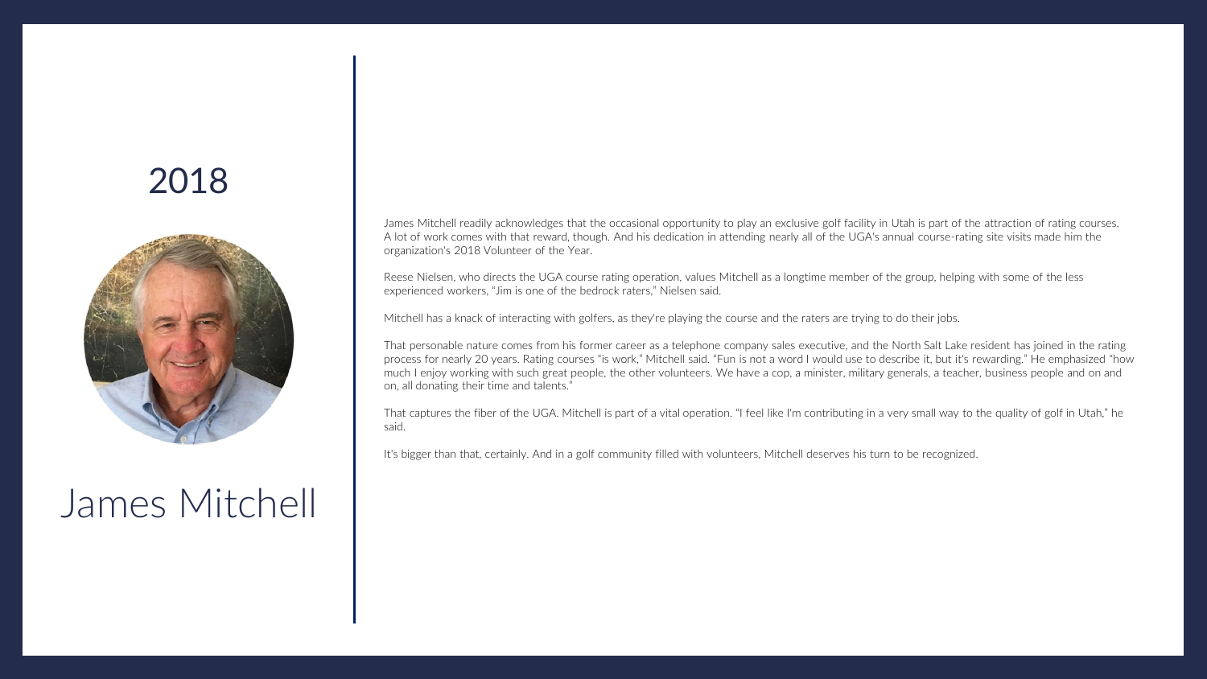## 2018

# James Mitchell

James Mitchell readily acknowledges that the occasional opportunity to play an exclusive golf facility in Utah is part of the attraction of rating courses. A lot of work comes with that reward, though. And his dedication in attending nearly all of the UGA's annual course-rating site visits made him the organization's 2018 Volunteer of the Year.

Reese Nielsen, who directs the UGA course rating operation, values Mitchell as a longtime member of the group, helping with some of the less experienced workers, "Jim is one of the bedrock raters," Nielsen said.

Mitchell has a knack of interacting with golfers, as they're playing the course and the raters are trying to do their jobs.

That personable nature comes from his former career as a telephone company sales executive, and the North Salt Lake resident has joined in the rating process for nearly 20 years. Rating courses "is work," Mitchell said. "Fun is not a word I would use to describe it, but it's rewarding." He emphasized "how much I enjoy working with such great people, the other volunteers. We have a cop, a minister, military generals, a teacher, business people and on and on, all donating their time and talents."

That captures the fiber of the UGA. Mitchell is part of a vital operation. "I feel like I'm contributing in a very small way to the quality of golf in Utah," he said.

It's bigger than that, certainly. And in a golf community filled with volunteers, Mitchell deserves his turn to be recognized.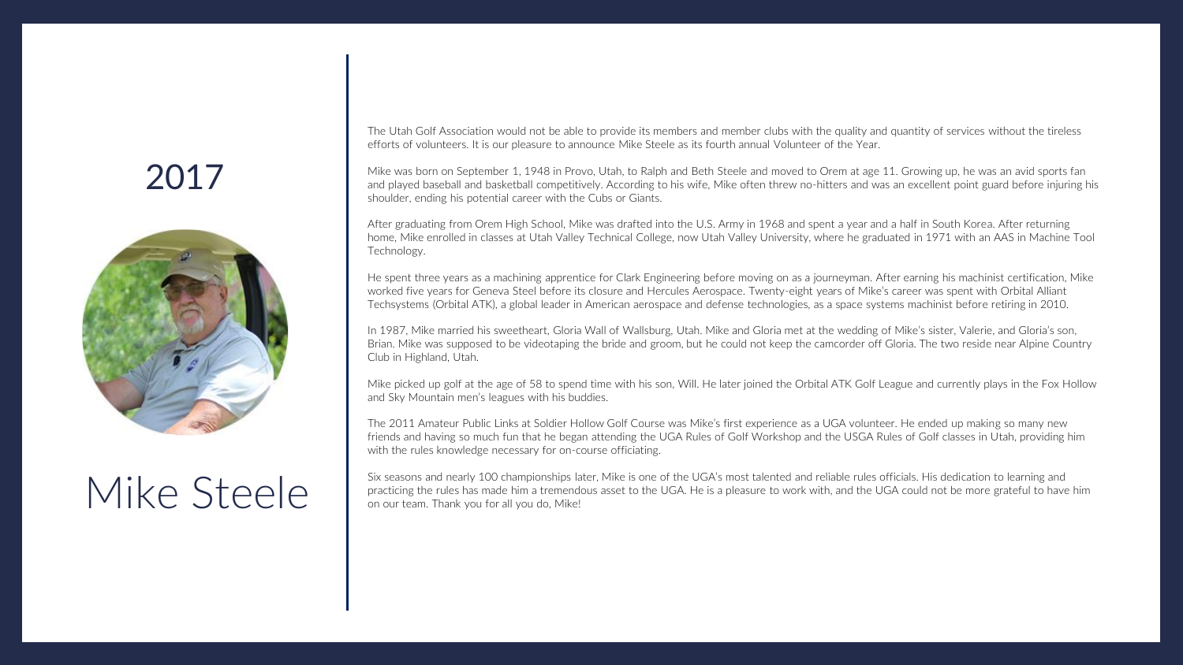## 2017

# Mike Steele

The Utah Golf Association would not be able to provide its members and member clubs with the quality and quantity of services without the tireless efforts of volunteers. It is our pleasure to announce Mike Steele as its fourth annual Volunteer of the Year.

Mike was born on September 1, 1948 in Provo, Utah, to Ralph and Beth Steele and moved to Orem at age 11. Growing up, he was an avid sports fan and played baseball and basketball competitively. According to his wife, Mike often threw no-hitters and was an excellent point guard before injuring his shoulder, ending his potential career with the Cubs or Giants.

After graduating from Orem High School, Mike was drafted into the U.S. Army in 1968 and spent a year and a half in South Korea. After returning home, Mike enrolled in classes at Utah Valley Technical College, now Utah Valley University, where he graduated in 1971 with an AAS in Machine Tool Technology.

He spent three years as a machining apprentice for Clark Engineering before moving on as a journeyman. After earning his machinist certification, Mike worked five years for Geneva Steel before its closure and Hercules Aerospace. Twenty-eight years of Mike's career was spent with Orbital Alliant Techsystems (Orbital ATK), a global leader in American aerospace and defense technologies, as a space systems machinist before retiring in 2010.

In 1987, Mike married his sweetheart, Gloria Wall of Wallsburg, Utah. Mike and Gloria met at the wedding of Mike's sister, Valerie, and Gloria's son, Brian. Mike was supposed to be videotaping the bride and groom, but he could not keep the camcorder off Gloria. The two reside near Alpine Country Club in Highland, Utah.

Mike picked up golf at the age of 58 to spend time with his son, Will. He later joined the Orbital ATK Golf League and currently plays in the Fox Hollow and Sky Mountain men's leagues with his buddies.

The 2011 Amateur Public Links at Soldier Hollow Golf Course was Mike's first experience as a UGA volunteer. He ended up making so many new friends and having so much fun that he began attending the UGA Rules of Golf Workshop and the USGA Rules of Golf classes in Utah, providing him with the rules knowledge necessary for on-course officiating.

Six seasons and nearly 100 championships later, Mike is one of the UGA's most talented and reliable rules officials. His dedication to learning and practicing the rules has made him a tremendous asset to the UGA. He is a pleasure to work with, and the UGA could not be more grateful to have him on our team. Thank you for all you do, Mike!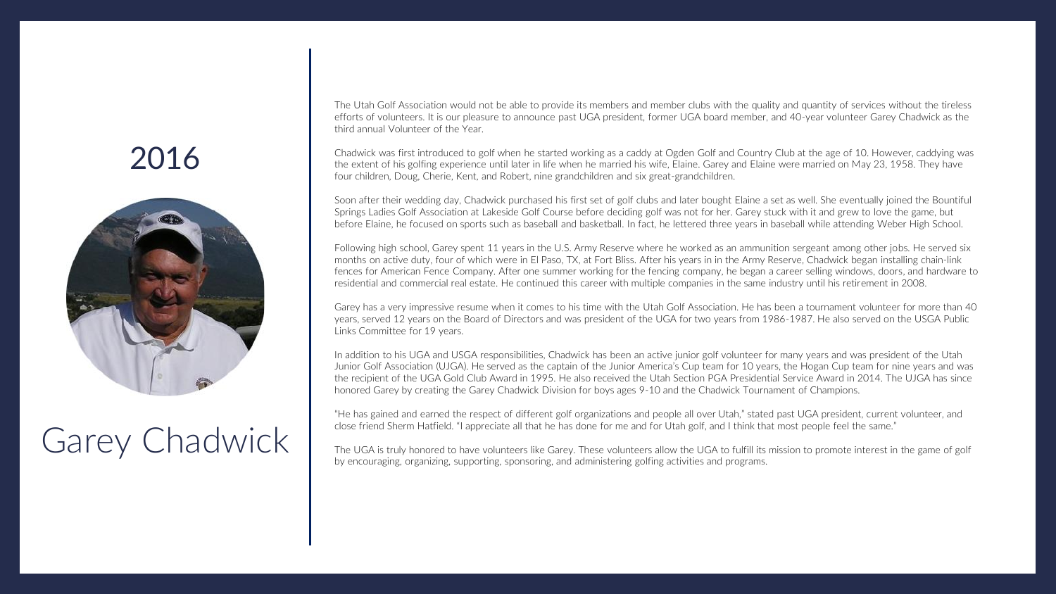# 2016

# Garey Chadwick

The Utah Golf Association would not be able to provide its members and member clubs with the quality and quantity of services without the tireless efforts of volunteers. It is our pleasure to announce past UGA president, former UGA board member, and 40-year volunteer Garey Chadwick as the third annual Volunteer of the Year.

Chadwick was first introduced to golf when he started working as a caddy at Ogden Golf and Country Club at the age of 10. However, caddying was the extent of his golfing experience until later in life when he married his wife, Elaine. Garey and Elaine were married on May 23, 1958. They have four children, Doug, Cherie, Kent, and Robert, nine grandchildren and six great-grandchildren.

Soon after their wedding day, Chadwick purchased his first set of golf clubs and later bought Elaine a set as well. She eventually joined the Bountiful Springs Ladies Golf Association at Lakeside Golf Course before deciding golf was not for her. Garey stuck with it and grew to love the game, but before Elaine, he focused on sports such as baseball and basketball. In fact, he lettered three years in baseball while attending Weber High School.

Following high school, Garey spent 11 years in the U.S. Army Reserve where he worked as an ammunition sergeant among other jobs. He served six months on active duty, four of which were in El Paso, TX, at Fort Bliss. After his years in in the Army Reserve, Chadwick began installing chain-link fences for American Fence Company. After one summer working for the fencing company, he began a career selling windows, doors, and hardware to residential and commercial real estate. He continued this career with multiple companies in the same industry until his retirement in 2008.

Garey has a very impressive resume when it comes to his time with the Utah Golf Association. He has been a tournament volunteer for more than 40 years, served 12 years on the Board of Directors and was president of the UGA for two years from 1986-1987. He also served on the USGA Public Links Committee for 19 years.

In addition to his UGA and USGA responsibilities, Chadwick has been an active junior golf volunteer for many years and was president of the Utah Junior Golf Association (UJGA). He served as the captain of the Junior America's Cup team for 10 years, the Hogan Cup team for nine years and was the recipient of the UGA Gold Club Award in 1995. He also received the Utah Section PGA Presidential Service Award in 2014. The UJGA has since honored Garey by creating the Garey Chadwick Division for boys ages 9-10 and the Chadwick Tournament of Champions.

"He has gained and earned the respect of different golf organizations and people all over Utah," stated past UGA president, current volunteer, and close friend Sherm Hatfield. "I appreciate all that he has done for me and for Utah golf, and I think that most people feel the same."

The UGA is truly honored to have volunteers like Garey. These volunteers allow the UGA to fulfill its mission to promote interest in the game of golf by encouraging, organizing, supporting, sponsoring, and administering golfing activities and programs.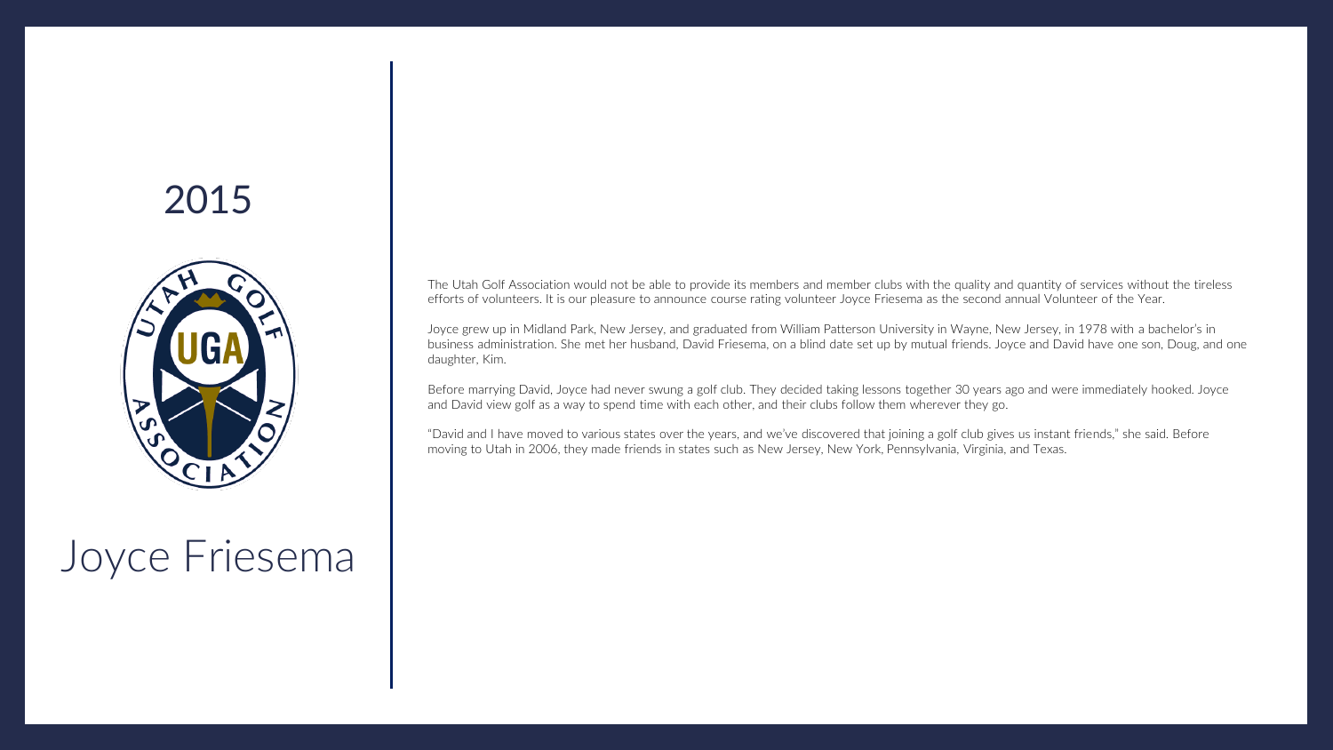# 2015

# Joyce Friesema

The Utah Golf Association would not be able to provide its members and member clubs with the quality and quantity of services without the tireless efforts of volunteers. It is our pleasure to announce course rating volunteer Joyce Friesema as the second annual Volunteer of the Year.

Joyce grew up in Midland Park, New Jersey, and graduated from William Patterson University in Wayne, New Jersey, in 1978 with a bachelor's in business administration. She met her husband, David Friesema, on a blind date set up by mutual friends. Joyce and David have one son, Doug, and one daughter, Kim.

Before marrying David, Joyce had never swung a golf club. They decided taking lessons together 30 years ago and were immediately hooked. Joyce and David view golf as a way to spend time with each other, and their clubs follow them wherever they go.

"David and I have moved to various states over the years, and we've discovered that joining a golf club gives us instant friends," she said. Before moving to Utah in 2006, they made friends in states such as New Jersey, New York, Pennsylvania, Virginia, and Texas.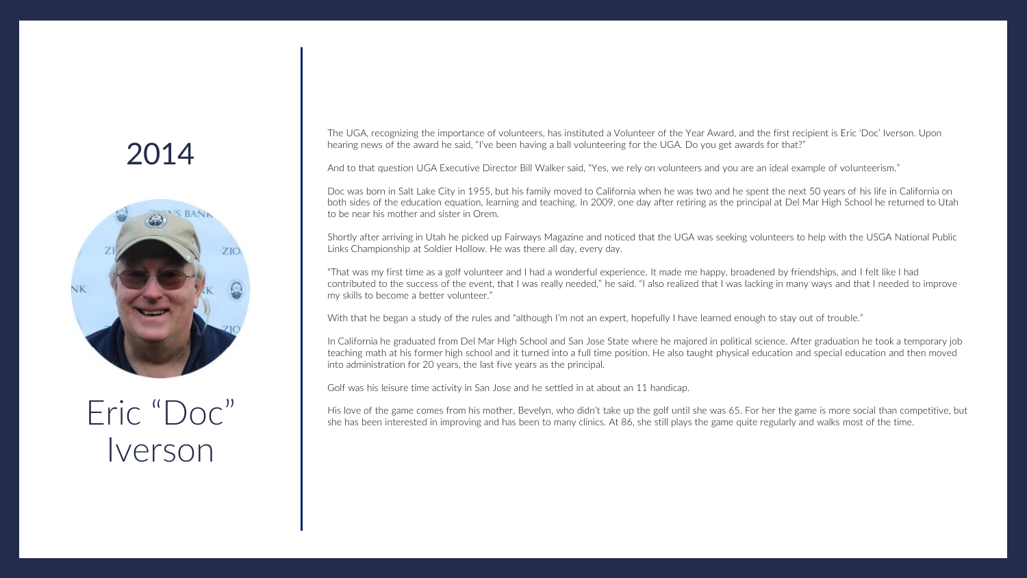# 2014

## Eric "Doc" Iverson

The UGA, recognizing the importance of volunteers, has instituted a Volunteer of the Year Award, and the first recipient is Eric 'Doc' Iverson. Upon hearing news of the award he said, "I've been having a ball volunteering for the UGA. Do you get awards for that?"

And to that question UGA Executive Director Bill Walker said, "Yes, we rely on volunteers and you are an ideal example of volunteerism."

Doc was born in Salt Lake City in 1955, but his family moved to California when he was two and he spent the next 50 years of his life in California on both sides of the education equation, learning and teaching. In 2009, one day after retiring as the principal at Del Mar High School he returned to Utah to be near his mother and sister in Orem.

Shortly after arriving in Utah he picked up Fairways Magazine and noticed that the UGA was seeking volunteers to help with the USGA National Public Links Championship at Soldier Hollow. He was there all day, every day.

"That was my first time as a golf volunteer and I had a wonderful experience. It made me happy, broadened by friendships, and I felt like I had contributed to the success of the event, that I was really needed," he said. "I also realized that I was lacking in many ways and that I needed to improve my skills to become a better volunteer."

With that he began a study of the rules and "although I'm not an expert, hopefully I have learned enough to stay out of trouble."

In California he graduated from Del Mar High School and San Jose State where he majored in political science. After graduation he took a temporary job teaching math at his former high school and it turned into a full time position. He also taught physical education and special education and then moved into administration for 20 years, the last five years as the principal.

Golf was his leisure time activity in San Jose and he settled in at about an 11 handicap.

His love of the game comes from his mother, Bevelyn, who didn't take up the golf until she was 65. For her the game is more social than competitive, but she has been interested in improving and has been to many clinics. At 86, she still plays the game quite regularly and walks most of the time.